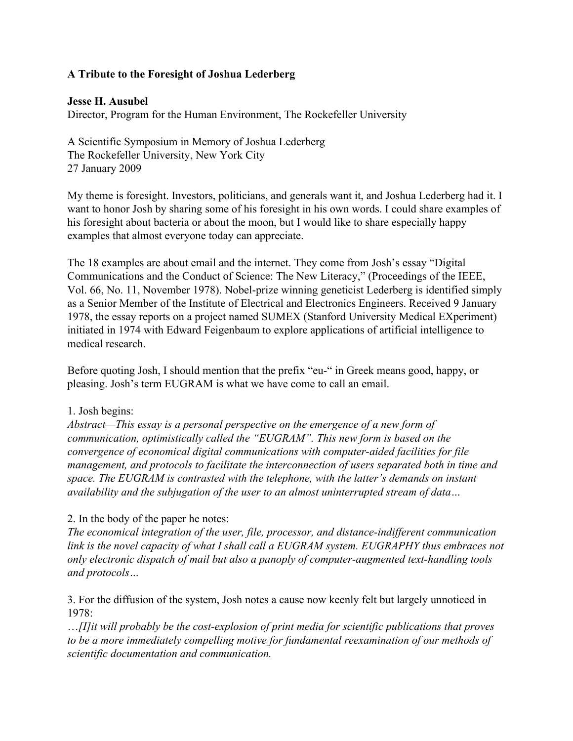**A Tribute to the Foresight of Joshua Lederberg**

**Jesse H. Ausubel**
Director, Program for the Human Environment, The Rockefeller University

A Scientific Symposium in Memory of Joshua Lederberg
The Rockefeller University, New York City
27 January 2009

My theme is foresight. Investors, politicians, and generals want it, and Joshua Lederberg had it. I want to honor Josh by sharing some of his foresight in his own words. I could share examples of his foresight about bacteria or about the moon, but I would like to share especially happy examples that almost everyone today can appreciate.

The 18 examples are about email and the internet. They come from Josh's essay "Digital Communications and the Conduct of Science: The New Literacy," (Proceedings of the IEEE, Vol. 66, No. 11, November 1978). Nobel-prize winning geneticist Lederberg is identified simply as a Senior Member of the Institute of Electrical and Electronics Engineers. Received 9 January 1978, the essay reports on a project named SUMEX (Stanford University Medical EXperiment) initiated in 1974 with Edward Feigenbaum to explore applications of artificial intelligence to medical research.

Before quoting Josh, I should mention that the prefix "eu-" in Greek means good, happy, or pleasing. Josh's term EUGRAM is what we have come to call an email.

1. Josh begins:
*Abstract—This essay is a personal perspective on the emergence of a new form of communication, optimistically called the "EUGRAM". This new form is based on the convergence of economical digital communications with computer-aided facilities for file management, and protocols to facilitate the interconnection of users separated both in time and space. The EUGRAM is contrasted with the telephone, with the latter's demands on instant availability and the subjugation of the user to an almost uninterrupted stream of data…*

2. In the body of the paper he notes:
*The economical integration of the user, file, processor, and distance-indifferent communication link is the novel capacity of what I shall call a EUGRAM system. EUGRAPHY thus embraces not only electronic dispatch of mail but also a panoply of computer-augmented text-handling tools and protocols…*

3. For the diffusion of the system, Josh notes a cause now keenly felt but largely unnoticed in 1978:
*…[I]it will probably be the cost-explosion of print media for scientific publications that proves to be a more immediately compelling motive for fundamental reexamination of our methods of scientific documentation and communication.*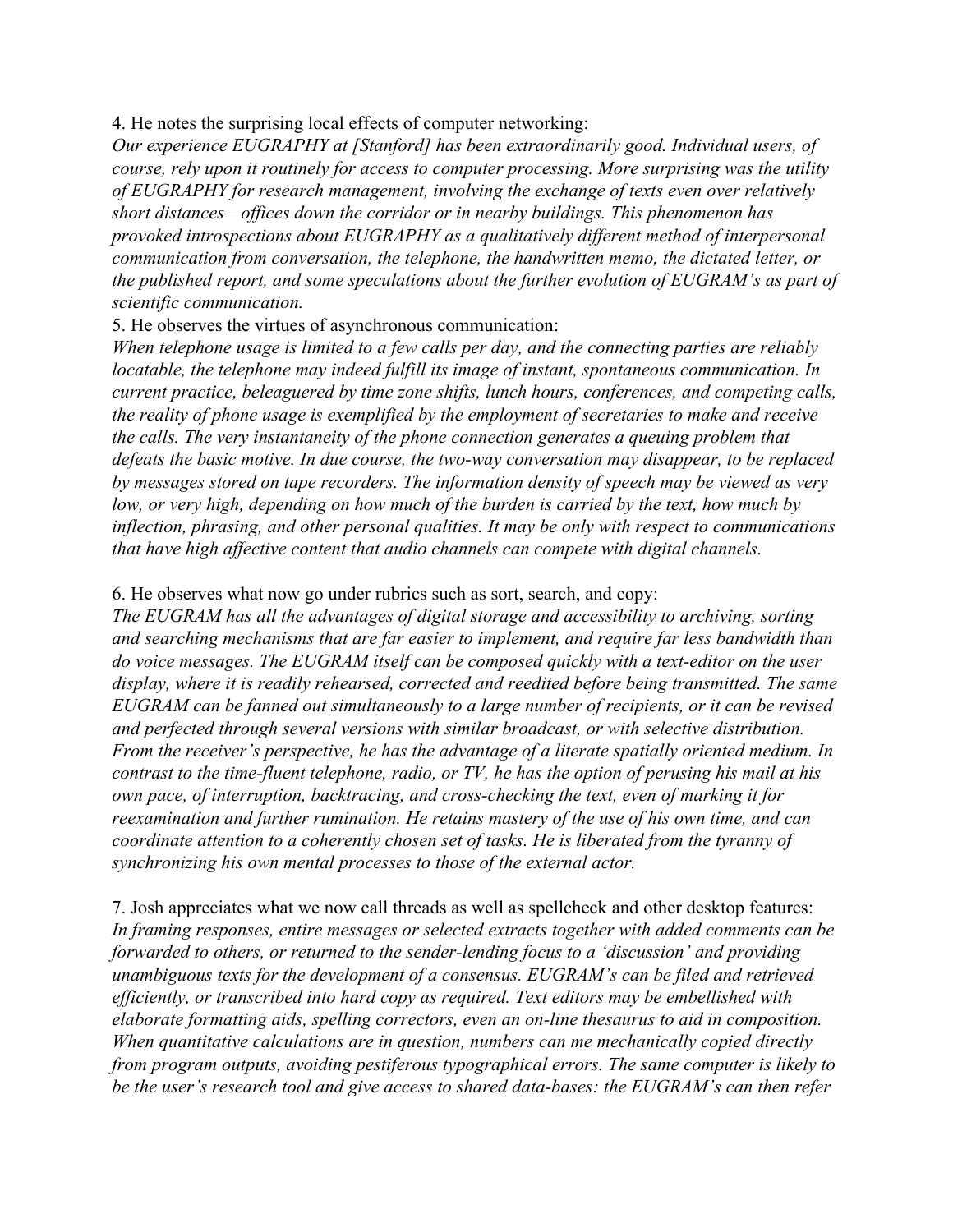4. He notes the surprising local effects of computer networking:
*Our experience EUGRAPHY at [Stanford] has been extraordinarily good. Individual users, of course, rely upon it routinely for access to computer processing. More surprising was the utility of EUGRAPHY for research management, involving the exchange of texts even over relatively short distances—offices down the corridor or in nearby buildings. This phenomenon has provoked introspections about EUGRAPHY as a qualitatively different method of interpersonal communication from conversation, the telephone, the handwritten memo, the dictated letter, or the published report, and some speculations about the further evolution of EUGRAM's as part of scientific communication.*

5. He observes the virtues of asynchronous communication:
*When telephone usage is limited to a few calls per day, and the connecting parties are reliably locatable, the telephone may indeed fulfill its image of instant, spontaneous communication. In current practice, beleaguered by time zone shifts, lunch hours, conferences, and competing calls, the reality of phone usage is exemplified by the employment of secretaries to make and receive the calls. The very instantaneity of the phone connection generates a queuing problem that defeats the basic motive. In due course, the two-way conversation may disappear, to be replaced by messages stored on tape recorders. The information density of speech may be viewed as very low, or very high, depending on how much of the burden is carried by the text, how much by inflection, phrasing, and other personal qualities. It may be only with respect to communications that have high affective content that audio channels can compete with digital channels.*

6. He observes what now go under rubrics such as sort, search, and copy:
*The EUGRAM has all the advantages of digital storage and accessibility to archiving, sorting and searching mechanisms that are far easier to implement, and require far less bandwidth than do voice messages. The EUGRAM itself can be composed quickly with a text-editor on the user display, where it is readily rehearsed, corrected and reedited before being transmitted. The same EUGRAM can be fanned out simultaneously to a large number of recipients, or it can be revised and perfected through several versions with similar broadcast, or with selective distribution. From the receiver's perspective, he has the advantage of a literate spatially oriented medium. In contrast to the time-fluent telephone, radio, or TV, he has the option of perusing his mail at his own pace, of interruption, backtracing, and cross-checking the text, even of marking it for reexamination and further rumination. He retains mastery of the use of his own time, and can coordinate attention to a coherently chosen set of tasks. He is liberated from the tyranny of synchronizing his own mental processes to those of the external actor.*

7. Josh appreciates what we now call threads as well as spellcheck and other desktop features:
*In framing responses, entire messages or selected extracts together with added comments can be forwarded to others, or returned to the sender-lending focus to a 'discussion' and providing unambiguous texts for the development of a consensus. EUGRAM's can be filed and retrieved efficiently, or transcribed into hard copy as required. Text editors may be embellished with elaborate formatting aids, spelling correctors, even an on-line thesaurus to aid in composition. When quantitative calculations are in question, numbers can me mechanically copied directly from program outputs, avoiding pestiferous typographical errors. The same computer is likely to be the user's research tool and give access to shared data-bases: the EUGRAM's can then refer*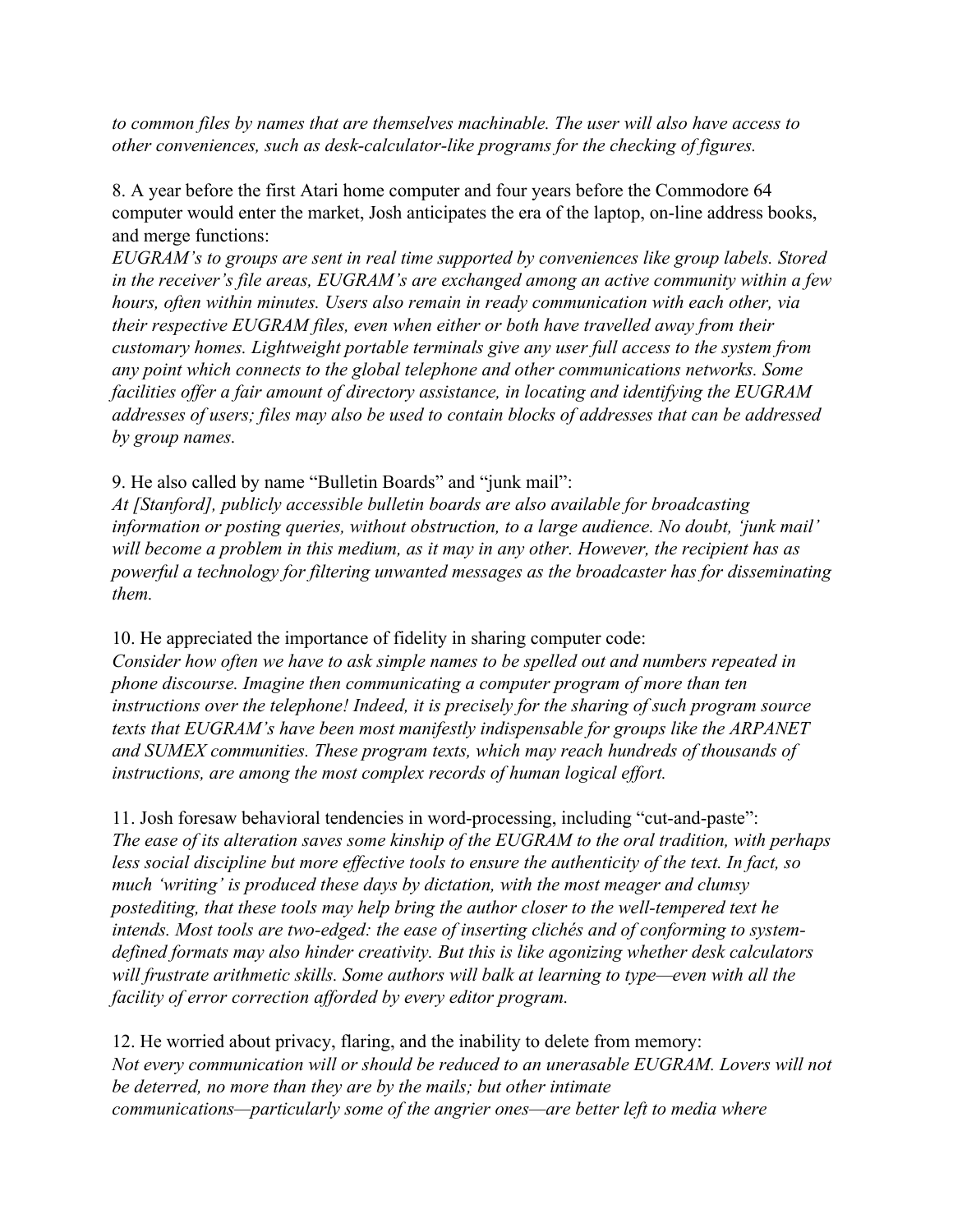*to common files by names that are themselves machinable. The user will also have access to other conveniences, such as desk-calculator-like programs for the checking of figures.*

8. A year before the first Atari home computer and four years before the Commodore 64 computer would enter the market, Josh anticipates the era of the laptop, on-line address books, and merge functions:
*EUGRAM's to groups are sent in real time supported by conveniences like group labels. Stored in the receiver's file areas, EUGRAM's are exchanged among an active community within a few hours, often within minutes. Users also remain in ready communication with each other, via their respective EUGRAM files, even when either or both have travelled away from their customary homes. Lightweight portable terminals give any user full access to the system from any point which connects to the global telephone and other communications networks. Some facilities offer a fair amount of directory assistance, in locating and identifying the EUGRAM addresses of users; files may also be used to contain blocks of addresses that can be addressed by group names.*

9. He also called by name "Bulletin Boards" and "junk mail":
*At [Stanford], publicly accessible bulletin boards are also available for broadcasting information or posting queries, without obstruction, to a large audience. No doubt, 'junk mail' will become a problem in this medium, as it may in any other. However, the recipient has as powerful a technology for filtering unwanted messages as the broadcaster has for disseminating them.*

10. He appreciated the importance of fidelity in sharing computer code:
*Consider how often we have to ask simple names to be spelled out and numbers repeated in phone discourse. Imagine then communicating a computer program of more than ten instructions over the telephone! Indeed, it is precisely for the sharing of such program source texts that EUGRAM's have been most manifestly indispensable for groups like the ARPANET and SUMEX communities. These program texts, which may reach hundreds of thousands of instructions, are among the most complex records of human logical effort.*

11. Josh foresaw behavioral tendencies in word-processing, including "cut-and-paste":
*The ease of its alteration saves some kinship of the EUGRAM to the oral tradition, with perhaps less social discipline but more effective tools to ensure the authenticity of the text. In fact, so much 'writing' is produced these days by dictation, with the most meager and clumsy postediting, that these tools may help bring the author closer to the well-tempered text he intends. Most tools are two-edged: the ease of inserting clichés and of conforming to system-defined formats may also hinder creativity. But this is like agonizing whether desk calculators will frustrate arithmetic skills. Some authors will balk at learning to type—even with all the facility of error correction afforded by every editor program.*

12. He worried about privacy, flaring, and the inability to delete from memory:
*Not every communication will or should be reduced to an unerasable EUGRAM. Lovers will not be deterred, no more than they are by the mails; but other intimate communications—particularly some of the angrier ones—are better left to media where*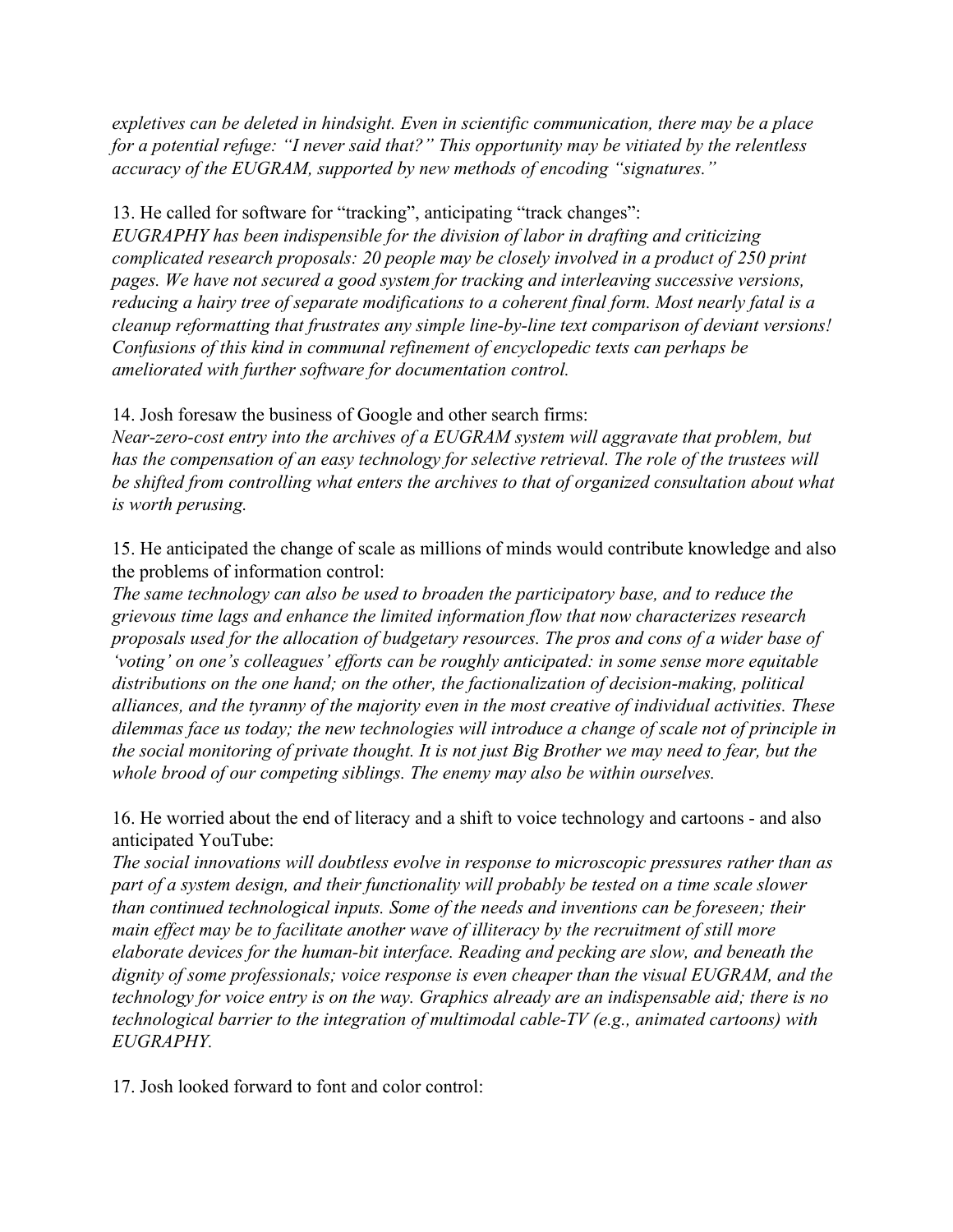*expletives can be deleted in hindsight. Even in scientific communication, there may be a place for a potential refuge: "I never said that?" This opportunity may be vitiated by the relentless accuracy of the EUGRAM, supported by new methods of encoding "signatures."*

13. He called for software for "tracking", anticipating "track changes":
*EUGRAPHY has been indispensible for the division of labor in drafting and criticizing complicated research proposals: 20 people may be closely involved in a product of 250 print pages. We have not secured a good system for tracking and interleaving successive versions, reducing a hairy tree of separate modifications to a coherent final form. Most nearly fatal is a cleanup reformatting that frustrates any simple line-by-line text comparison of deviant versions! Confusions of this kind in communal refinement of encyclopedic texts can perhaps be ameliorated with further software for documentation control.*

14. Josh foresaw the business of Google and other search firms:
*Near-zero-cost entry into the archives of a EUGRAM system will aggravate that problem, but has the compensation of an easy technology for selective retrieval. The role of the trustees will be shifted from controlling what enters the archives to that of organized consultation about what is worth perusing.*

15. He anticipated the change of scale as millions of minds would contribute knowledge and also the problems of information control:
*The same technology can also be used to broaden the participatory base, and to reduce the grievous time lags and enhance the limited information flow that now characterizes research proposals used for the allocation of budgetary resources. The pros and cons of a wider base of 'voting' on one's colleagues' efforts can be roughly anticipated: in some sense more equitable distributions on the one hand; on the other, the factionalization of decision-making, political alliances, and the tyranny of the majority even in the most creative of individual activities. These dilemmas face us today; the new technologies will introduce a change of scale not of principle in the social monitoring of private thought. It is not just Big Brother we may need to fear, but the whole brood of our competing siblings. The enemy may also be within ourselves.*

16. He worried about the end of literacy and a shift to voice technology and cartoons - and also anticipated YouTube:
*The social innovations will doubtless evolve in response to microscopic pressures rather than as part of a system design, and their functionality will probably be tested on a time scale slower than continued technological inputs. Some of the needs and inventions can be foreseen; their main effect may be to facilitate another wave of illiteracy by the recruitment of still more elaborate devices for the human-bit interface. Reading and pecking are slow, and beneath the dignity of some professionals; voice response is even cheaper than the visual EUGRAM, and the technology for voice entry is on the way. Graphics already are an indispensable aid; there is no technological barrier to the integration of multimodal cable-TV (e.g., animated cartoons) with EUGRAPHY.*

17. Josh looked forward to font and color control: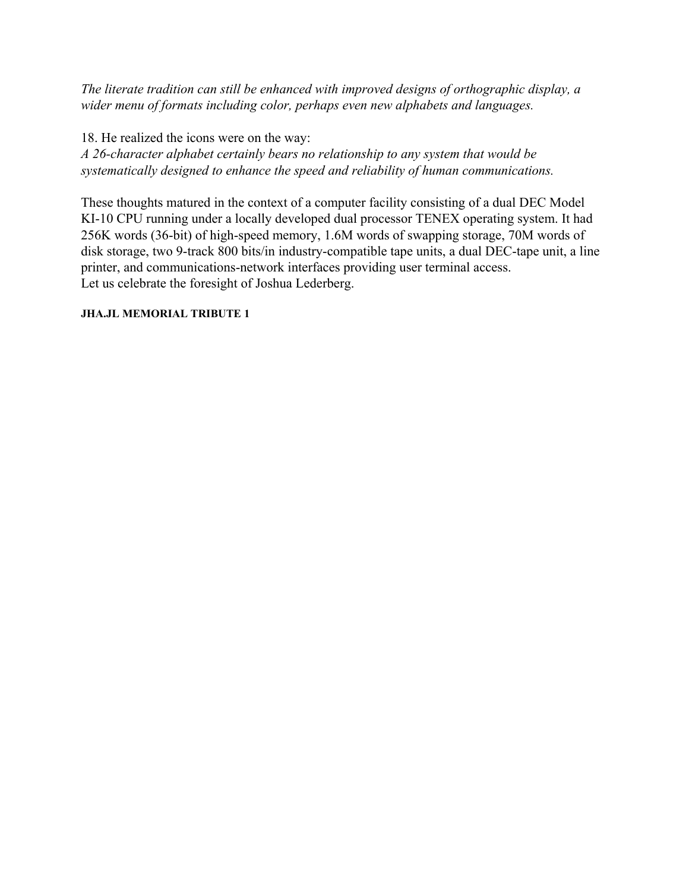*The literate tradition can still be enhanced with improved designs of orthographic display, a wider menu of formats including color, perhaps even new alphabets and languages.*

18. He realized the icons were on the way:
*A 26-character alphabet certainly bears no relationship to any system that would be systematically designed to enhance the speed and reliability of human communications.*

These thoughts matured in the context of a computer facility consisting of a dual DEC Model KI-10 CPU running under a locally developed dual processor TENEX operating system. It had 256K words (36-bit) of high-speed memory, 1.6M words of swapping storage, 70M words of disk storage, two 9-track 800 bits/in industry-compatible tape units, a dual DEC-tape unit, a line printer, and communications-network interfaces providing user terminal access.
Let us celebrate the foresight of Joshua Lederberg.